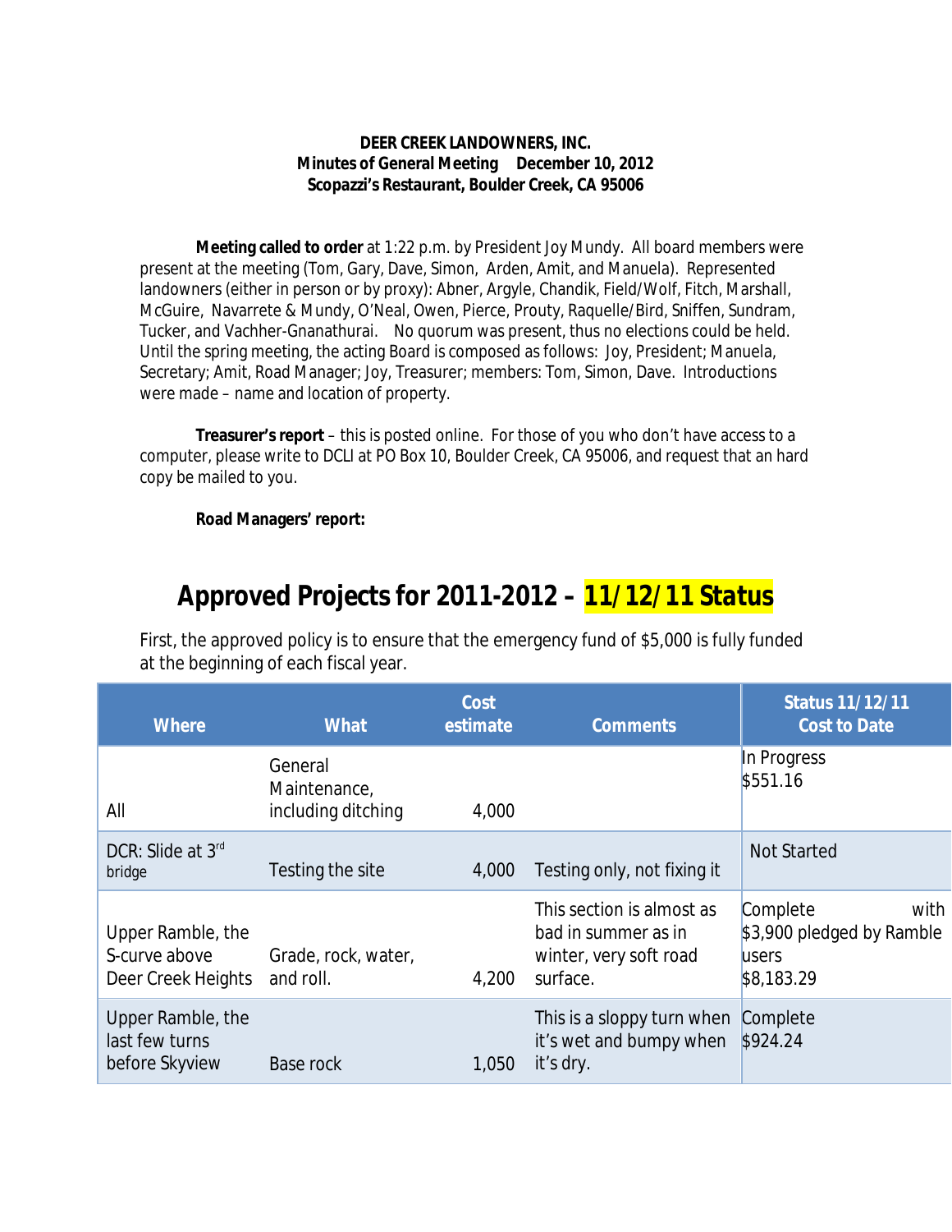**DEER CREEK LANDOWNERS, INC.**
**Minutes of General Meeting December 10, 2012**
**Scopazzi's Restaurant, Boulder Creek, CA 95006**

**Meeting called to order** at 1:22 p.m. by President Joy Mundy. All board members were present at the meeting (Tom, Gary, Dave, Simon, Arden, Amit, and Manuela). Represented landowners (either in person or by proxy): Abner, Argyle, Chandik, Field/Wolf, Fitch, Marshall, McGuire, Navarrete & Mundy, O'Neal, Owen, Pierce, Prouty, Raquelle/Bird, Sniffen, Sundram, Tucker, and Vachher-Gnanathurai. No quorum was present, thus no elections could be held. Until the spring meeting, the acting Board is composed as follows: Joy, President; Manuela, Secretary; Amit, Road Manager; Joy, Treasurer; members: Tom, Simon, Dave. Introductions were made – name and location of property.

**Treasurer's report** – this is posted online. For those of you who don't have access to a computer, please write to DCLI at PO Box 10, Boulder Creek, CA 95006, and request that an hard copy be mailed to you.

**Road Managers' report:**

# Approved Projects for 2011-2012 – 11/12/11 Status

First, the approved policy is to ensure that the emergency fund of $5,000 is fully funded at the beginning of each fiscal year.

| Where | What | Cost estimate | Comments | Status 11/12/11 Cost to Date |
|---|---|---|---|---|
| All | General Maintenance, including ditching | 4,000 | | In Progress $551.16 |
| DCR: Slide at 3rd bridge | Testing the site | 4,000 | Testing only, not fixing it | Not Started |
| Upper Ramble, the S-curve above Deer Creek Heights | Grade, rock, water, and roll. | 4,200 | This section is almost as bad in summer as in winter, very soft road surface. | Complete with $3,900 pledged by Ramble users $8,183.29 |
| Upper Ramble, the last few turns before Skyview | Base rock | 1,050 | This is a sloppy turn when it's wet and bumpy when it's dry. | Complete $924.24 |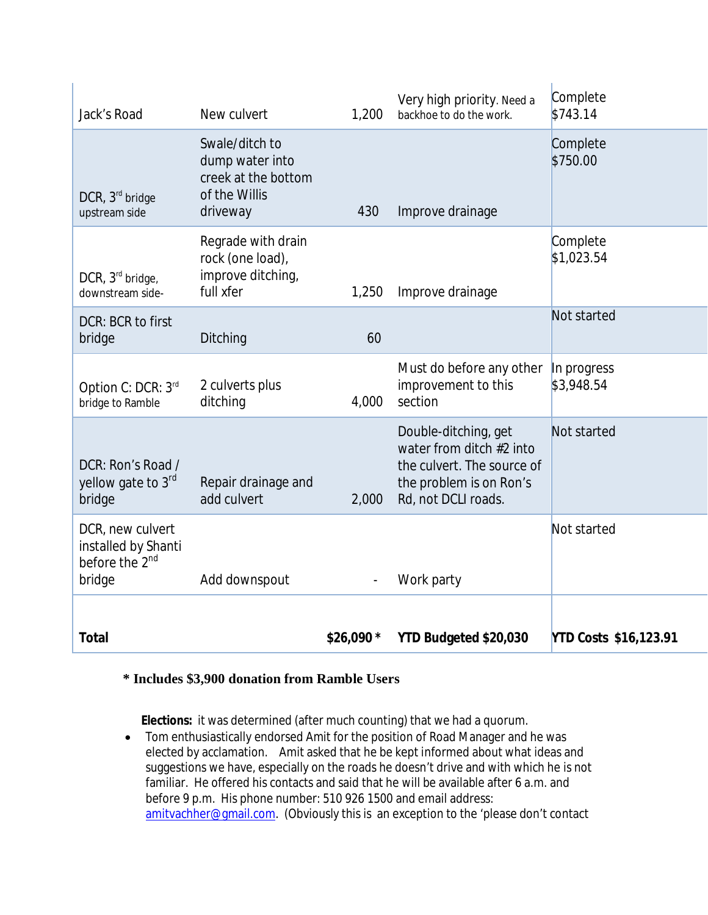| | | | | |
|---|---|---|---|---|
| Jack's Road | New culvert | 1,200 | Very high priority. Need a backhoe to do the work. | Complete $743.14 |
| DCR, 3rd bridge upstream side | Swale/ditch to dump water into creek at the bottom of the Willis driveway | 430 | Improve drainage | Complete $750.00 |
| DCR, 3rd bridge, downstream side- | Regrade with drain rock (one load), improve ditching, full xfer | 1,250 | Improve drainage | Complete $1,023.54 |
| DCR: BCR to first bridge | Ditching | 60 | | Not started |
| Option C: DCR: 3rd bridge to Ramble | 2 culverts plus ditching | 4,000 | Must do before any other improvement to this section | In progress $3,948.54 |
| DCR: Ron's Road / yellow gate to 3rd bridge | Repair drainage and add culvert | 2,000 | Double-ditching, get water from ditch #2 into the culvert. The source of the problem is on Ron's Rd, not DCLI roads. | Not started |
| DCR, new culvert installed by Shanti before the 2nd bridge | Add downspout | - | Work party | Not started |
| **Total** | | **$26,090 *** | **YTD Budgeted $20,030** | **YTD Costs $16,123.91** |

**\* Includes $3,900 donation from Ramble Users**

**Elections:** it was determined (after much counting) that we had a quorum.

- Tom enthusiastically endorsed Amit for the position of Road Manager and he was elected by acclamation. Amit asked that he be kept informed about what ideas and suggestions we have, especially on the roads he doesn't drive and with which he is not familiar. He offered his contacts and said that he will be available after 6 a.m. and before 9 p.m. His phone number: 510 926 1500 and email address: amitvachher@gmail.com. (Obviously this is an exception to the 'please don't contact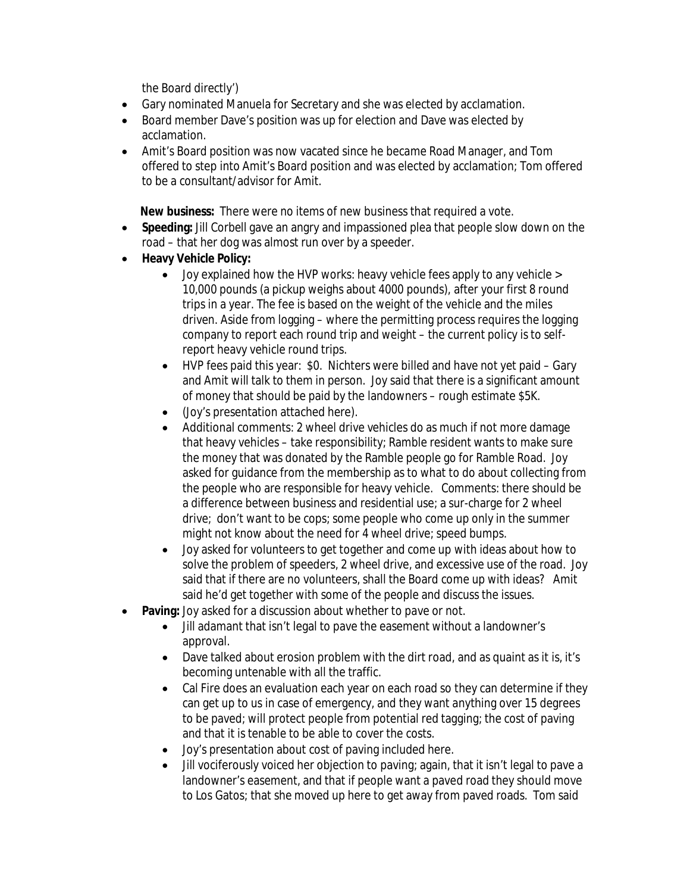the Board directly')

- Gary nominated Manuela for Secretary and she was elected by acclamation.
- Board member Dave's position was up for election and Dave was elected by acclamation.
- Amit's Board position was now vacated since he became Road Manager, and Tom offered to step into Amit's Board position and was elected by acclamation; Tom offered to be a consultant/advisor for Amit.

**New business:** There were no items of new business that required a vote.

- **Speeding:** Jill Corbell gave an angry and impassioned plea that people slow down on the road – that her dog was almost run over by a speeder.
- **Heavy Vehicle Policy:**
  - Joy explained how the HVP works: heavy vehicle fees apply to any vehicle > 10,000 pounds (a pickup weighs about 4000 pounds), after your first 8 round trips in a year. The fee is based on the weight of the vehicle and the miles driven. Aside from logging – where the permitting process requires the logging company to report each round trip and weight – the current policy is to self-report heavy vehicle round trips.
  - HVP fees paid this year: $0. Nichters were billed and have not yet paid – Gary and Amit will talk to them in person. Joy said that there is a significant amount of money that should be paid by the landowners – rough estimate $5K.
  - (Joy's presentation attached here).
  - Additional comments: 2 wheel drive vehicles do as much if not more damage that heavy vehicles – take responsibility; Ramble resident wants to make sure the money that was donated by the Ramble people go for Ramble Road. Joy asked for guidance from the membership as to what to do about collecting from the people who are responsible for heavy vehicle. Comments: there should be a difference between business and residential use; a sur-charge for 2 wheel drive; don't want to be cops; some people who come up only in the summer might not know about the need for 4 wheel drive; speed bumps.
  - Joy asked for volunteers to get together and come up with ideas about how to solve the problem of speeders, 2 wheel drive, and excessive use of the road. Joy said that if there are no volunteers, shall the Board come up with ideas? Amit said he'd get together with some of the people and discuss the issues.
- **Paving:** Joy asked for a discussion about whether to pave or not.
  - Jill adamant that isn't legal to pave the easement without a landowner's approval.
  - Dave talked about erosion problem with the dirt road, and as quaint as it is, it's becoming untenable with all the traffic.
  - Cal Fire does an evaluation each year on each road so they can determine if they can get up to us in case of emergency, and they want anything over 15 degrees to be paved; will protect people from potential red tagging; the cost of paving and that it is tenable to be able to cover the costs.
  - Joy's presentation about cost of paving included here.
  - Jill vociferously voiced her objection to paving; again, that it isn't legal to pave a landowner's easement, and that if people want a paved road they should move to Los Gatos; that she moved up here to get away from paved roads. Tom said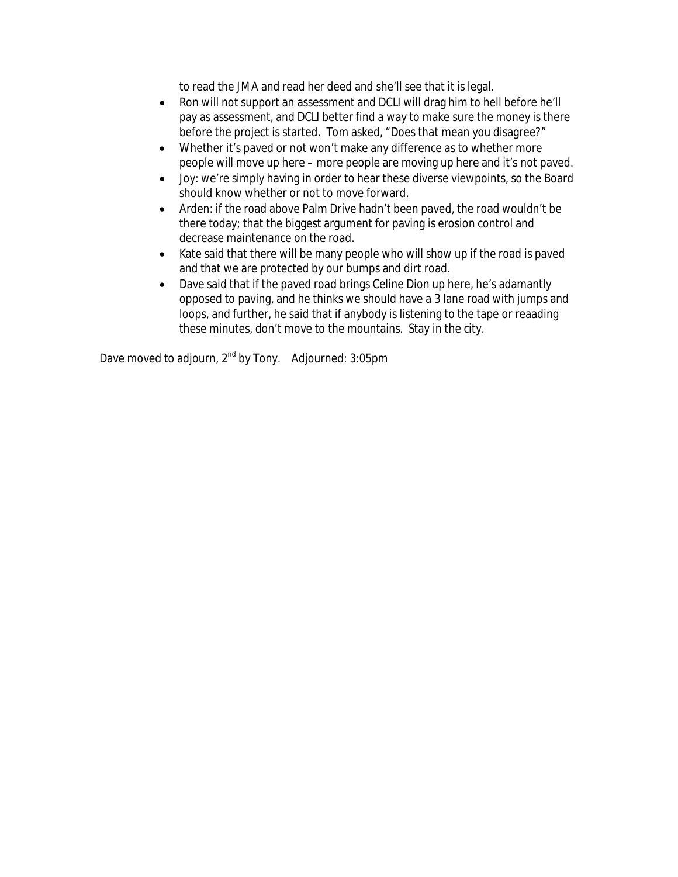to read the JMA and read her deed and she'll see that it is legal.

- Ron will not support an assessment and DCLI will drag him to hell before he'll pay as assessment, and DCLI better find a way to make sure the money is there before the project is started. Tom asked, "Does that mean you disagree?"
- Whether it's paved or not won't make any difference as to whether more people will move up here – more people are moving up here and it's not paved.
- Joy: we're simply having in order to hear these diverse viewpoints, so the Board should know whether or not to move forward.
- Arden: if the road above Palm Drive hadn't been paved, the road wouldn't be there today; that the biggest argument for paving is erosion control and decrease maintenance on the road.
- Kate said that there will be many people who will show up if the road is paved and that we are protected by our bumps and dirt road.
- Dave said that if the paved road brings Celine Dion up here, he's adamantly opposed to paving, and he thinks we should have a 3 lane road with jumps and loops, and further, he said that if anybody is listening to the tape or reaading these minutes, don't move to the mountains. Stay in the city.

Dave moved to adjourn, 2nd by Tony. Adjourned: 3:05pm